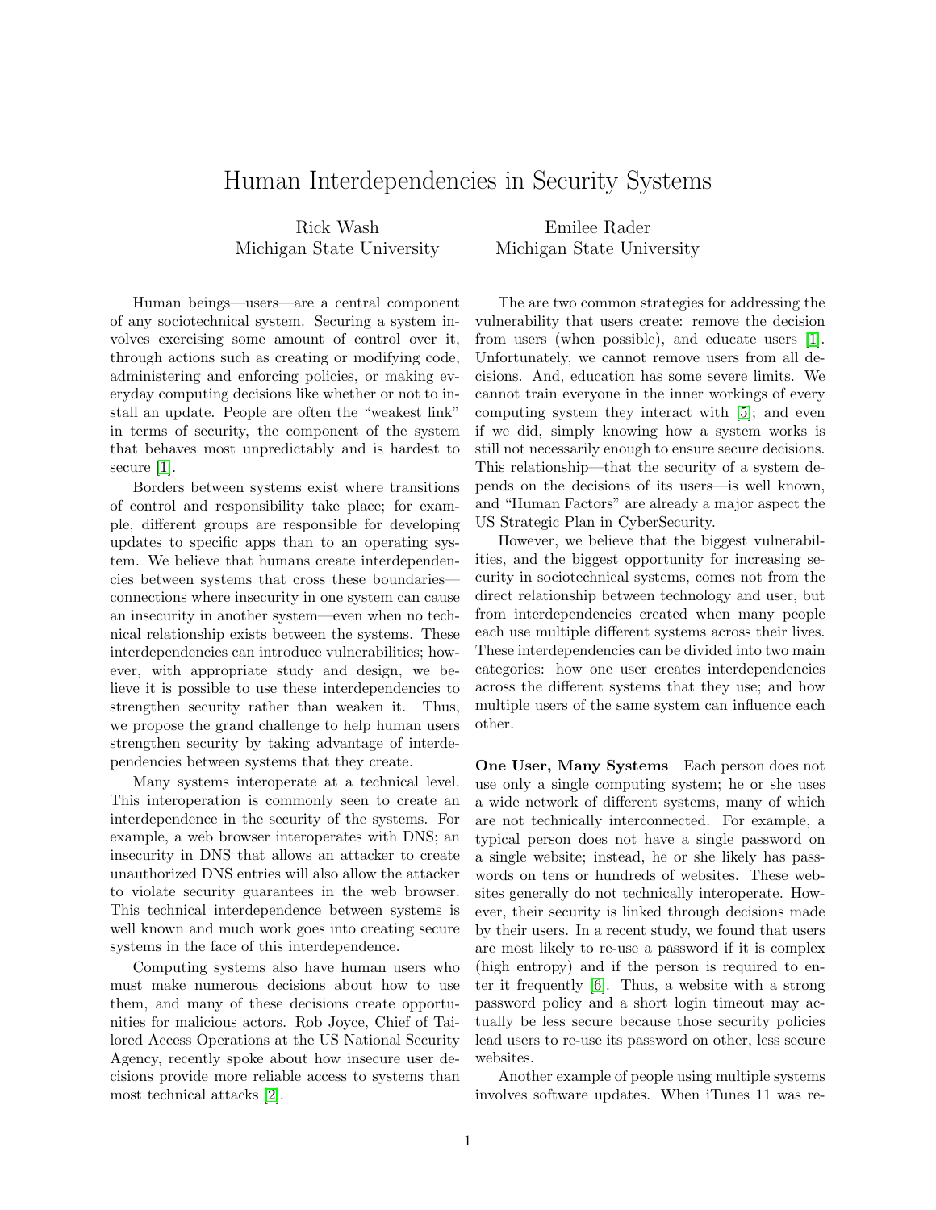# Human Interdependencies in Security Systems

Rick Wash
Michigan State University

Emilee Rader
Michigan State University

Human beings—users—are a central component of any sociotechnical system. Securing a system involves exercising some amount of control over it, through actions such as creating or modifying code, administering and enforcing policies, or making everyday computing decisions like whether or not to install an update. People are often the "weakest link" in terms of security, the component of the system that behaves most unpredictably and is hardest to secure [1].

Borders between systems exist where transitions of control and responsibility take place; for example, different groups are responsible for developing updates to specific apps than to an operating system. We believe that humans create interdependencies between systems that cross these boundaries—connections where insecurity in one system can cause an insecurity in another system—even when no technical relationship exists between the systems. These interdependencies can introduce vulnerabilities; however, with appropriate study and design, we believe it is possible to use these interdependencies to strengthen security rather than weaken it. Thus, we propose the grand challenge to help human users strengthen security by taking advantage of interdependencies between systems that they create.

Many systems interoperate at a technical level. This interoperation is commonly seen to create an interdependence in the security of the systems. For example, a web browser interoperates with DNS; an insecurity in DNS that allows an attacker to create unauthorized DNS entries will also allow the attacker to violate security guarantees in the web browser. This technical interdependence between systems is well known and much work goes into creating secure systems in the face of this interdependence.

Computing systems also have human users who must make numerous decisions about how to use them, and many of these decisions create opportunities for malicious actors. Rob Joyce, Chief of Tailored Access Operations at the US National Security Agency, recently spoke about how insecure user decisions provide more reliable access to systems than most technical attacks [2].

The are two common strategies for addressing the vulnerability that users create: remove the decision from users (when possible), and educate users [1]. Unfortunately, we cannot remove users from all decisions. And, education has some severe limits. We cannot train everyone in the inner workings of every computing system they interact with [5]; and even if we did, simply knowing how a system works is still not necessarily enough to ensure secure decisions. This relationship—that the security of a system depends on the decisions of its users—is well known, and "Human Factors" are already a major aspect the US Strategic Plan in CyberSecurity.

However, we believe that the biggest vulnerabilities, and the biggest opportunity for increasing security in sociotechnical systems, comes not from the direct relationship between technology and user, but from interdependencies created when many people each use multiple different systems across their lives. These interdependencies can be divided into two main categories: how one user creates interdependencies across the different systems that they use; and how multiple users of the same system can influence each other.

**One User, Many Systems** Each person does not use only a single computing system; he or she uses a wide network of different systems, many of which are not technically interconnected. For example, a typical person does not have a single password on a single website; instead, he or she likely has passwords on tens or hundreds of websites. These websites generally do not technically interoperate. However, their security is linked through decisions made by their users. In a recent study, we found that users are most likely to re-use a password if it is complex (high entropy) and if the person is required to enter it frequently [6]. Thus, a website with a strong password policy and a short login timeout may actually be less secure because those security policies lead users to re-use its password on other, less secure websites.

Another example of people using multiple systems involves software updates. When iTunes 11 was re-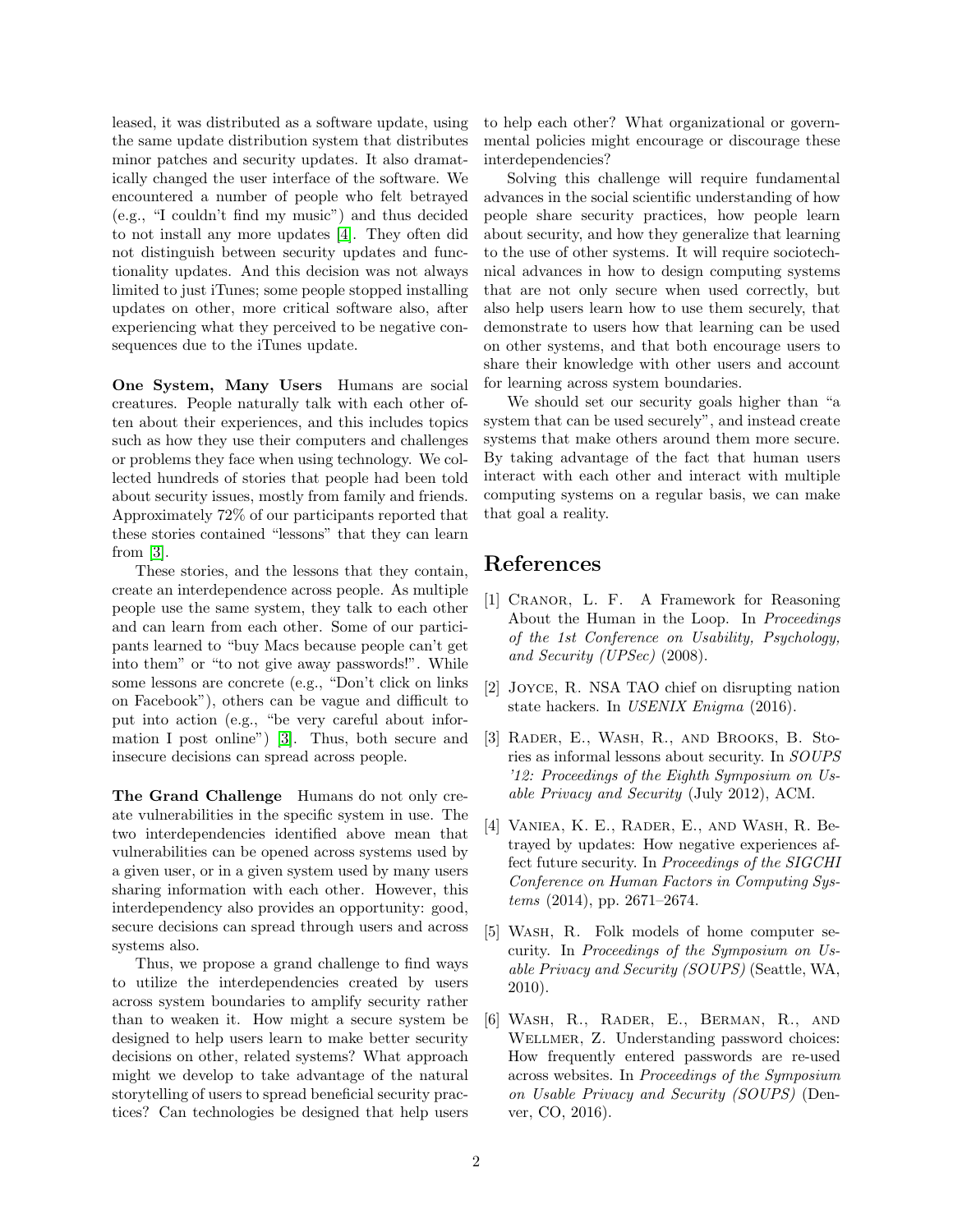leased, it was distributed as a software update, using the same update distribution system that distributes minor patches and security updates. It also dramatically changed the user interface of the software. We encountered a number of people who felt betrayed (e.g., "I couldn't find my music") and thus decided to not install any more updates [4]. They often did not distinguish between security updates and functionality updates. And this decision was not always limited to just iTunes; some people stopped installing updates on other, more critical software also, after experiencing what they perceived to be negative consequences due to the iTunes update.

**One System, Many Users** Humans are social creatures. People naturally talk with each other often about their experiences, and this includes topics such as how they use their computers and challenges or problems they face when using technology. We collected hundreds of stories that people had been told about security issues, mostly from family and friends. Approximately 72% of our participants reported that these stories contained "lessons" that they can learn from [3].

These stories, and the lessons that they contain, create an interdependence across people. As multiple people use the same system, they talk to each other and can learn from each other. Some of our participants learned to "buy Macs because people can't get into them" or "to not give away passwords!". While some lessons are concrete (e.g., "Don't click on links on Facebook"), others can be vague and difficult to put into action (e.g., "be very careful about information I post online") [3]. Thus, both secure and insecure decisions can spread across people.

**The Grand Challenge** Humans do not only create vulnerabilities in the specific system in use. The two interdependencies identified above mean that vulnerabilities can be opened across systems used by a given user, or in a given system used by many users sharing information with each other. However, this interdependency also provides an opportunity: good, secure decisions can spread through users and across systems also.

Thus, we propose a grand challenge to find ways to utilize the interdependencies created by users across system boundaries to amplify security rather than to weaken it. How might a secure system be designed to help users learn to make better security decisions on other, related systems? What approach might we develop to take advantage of the natural storytelling of users to spread beneficial security practices? Can technologies be designed that help users to help each other? What organizational or governmental policies might encourage or discourage these interdependencies?

Solving this challenge will require fundamental advances in the social scientific understanding of how people share security practices, how people learn about security, and how they generalize that learning to the use of other systems. It will require sociotechnical advances in how to design computing systems that are not only secure when used correctly, but also help users learn how to use them securely, that demonstrate to users how that learning can be used on other systems, and that both encourage users to share their knowledge with other users and account for learning across system boundaries.

We should set our security goals higher than "a system that can be used securely", and instead create systems that make others around them more secure. By taking advantage of the fact that human users interact with each other and interact with multiple computing systems on a regular basis, we can make that goal a reality.

# References

[1] Cranor, L. F. A Framework for Reasoning About the Human in the Loop. In *Proceedings of the 1st Conference on Usability, Psychology, and Security (UPSec)* (2008).

[2] Joyce, R. NSA TAO chief on disrupting nation state hackers. In *USENIX Enigma* (2016).

[3] Rader, E., Wash, R., and Brooks, B. Stories as informal lessons about security. In *SOUPS '12: Proceedings of the Eighth Symposium on Usable Privacy and Security* (July 2012), ACM.

[4] Vaniea, K. E., Rader, E., and Wash, R. Betrayed by updates: How negative experiences affect future security. In *Proceedings of the SIGCHI Conference on Human Factors in Computing Systems* (2014), pp. 2671–2674.

[5] Wash, R. Folk models of home computer security. In *Proceedings of the Symposium on Usable Privacy and Security (SOUPS)* (Seattle, WA, 2010).

[6] Wash, R., Rader, E., Berman, R., and Wellmer, Z. Understanding password choices: How frequently entered passwords are re-used across websites. In *Proceedings of the Symposium on Usable Privacy and Security (SOUPS)* (Denver, CO, 2016).